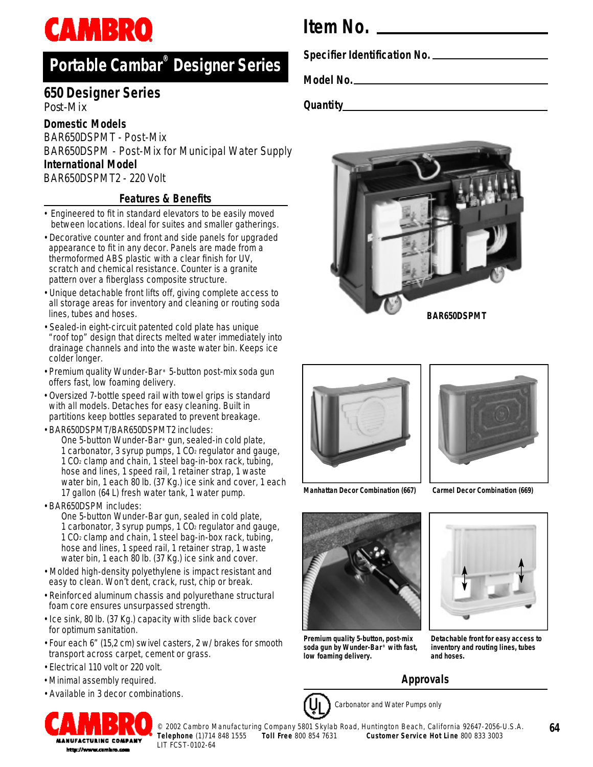# CAMBRO

## Portable Cambar® Designer Series

Item No. ____________

Specifier Identification No. ____________

Model No. ____________

Quantity ____________

### 650 Designer Series

Post-Mix

**Domestic Models**

BAR650DSPMT - Post-Mix

BAR650DSPM - Post-Mix for Municipal Water Supply

**International Model**

BAR650DSPMT2 - 220 Volt

BAR650DSPMT

### Features & Benefits

- Engineered to fit in standard elevators to be easily moved between locations. Ideal for suites and smaller gatherings.
- Decorative counter and front and side panels for upgraded appearance to fit in any decor. Panels are made from a thermoformed ABS plastic with a clear finish for UV, scratch and chemical resistance. Counter is a granite pattern over a fiberglass composite structure.
- Unique detachable front lifts off, giving complete access to all storage areas for inventory and cleaning or routing soda lines, tubes and hoses.
- Sealed-in eight-circuit patented cold plate has unique "roof top" design that directs melted water immediately into drainage channels and into the waste water bin. Keeps ice colder longer.
- Premium quality Wunder-Bar® 5-button post-mix soda gun offers fast, low foaming delivery.
- Oversized 7-bottle speed rail with towel grips is standard with all models. Detaches for easy cleaning. Built in partitions keep bottles separated to prevent breakage.
- BAR650DSPMT/BAR650DSPMT2 includes:
  One 5-button Wunder-Bar® gun, sealed-in cold plate, 1 carbonator, 3 syrup pumps, 1 $CO_2$ regulator and gauge, 1 $CO_2$ clamp and chain, 1 steel bag-in-box rack, tubing, hose and lines, 1 speed rail, 1 retainer strap, 1 waste water bin, 1 each 80 lb. (37 Kg.) ice sink and cover, 1 each 17 gallon (64 L) fresh water tank, 1 water pump.
- BAR650DSPM includes:
  One 5-button Wunder-Bar gun, sealed in cold plate, 1 carbonator, 3 syrup pumps, 1 $CO_2$ regulator and gauge, 1 $CO_2$ clamp and chain, 1 steel bag-in-box rack, tubing, hose and lines, 1 speed rail, 1 retainer strap, 1 waste water bin, 1 each 80 lb. (37 Kg.) ice sink and cover.
- Molded high-density polyethylene is impact resistant and easy to clean. Won't dent, crack, rust, chip or break.
- Reinforced aluminum chassis and polyurethane structural foam core ensures unsurpassed strength.
- Ice sink, 80 lb. (37 Kg.) capacity with slide back cover for optimum sanitation.
- Four each 6" (15,2 cm) swivel casters, 2 w/ brakes for smooth transport across carpet, cement or grass.
- Electrical 110 volt or 220 volt.
- Minimal assembly required.
- Available in 3 decor combinations.

Manhattan Decor Combination (667)

Carmel Decor Combination (669)

**Premium quality 5-button, post-mix soda gun by Wunder-Bar® with fast, low foaming delivery.**

**Detachable front for easy access to inventory and routing lines, tubes and hoses.**

### Approvals

UL — Carbonator and Water Pumps only

CAMBRO MANUFACTURING COMPANY http://www.cambro.com

© 2002 Cambro Manufacturing Company 5801 Skylab Road, Huntington Beach, California 92647-2056-U.S.A.
**Telephone** (1)714 848 1555 **Toll Free** 800 854 7631 **Customer Service Hot Line** 800 833 3003
LIT FCST-0102-64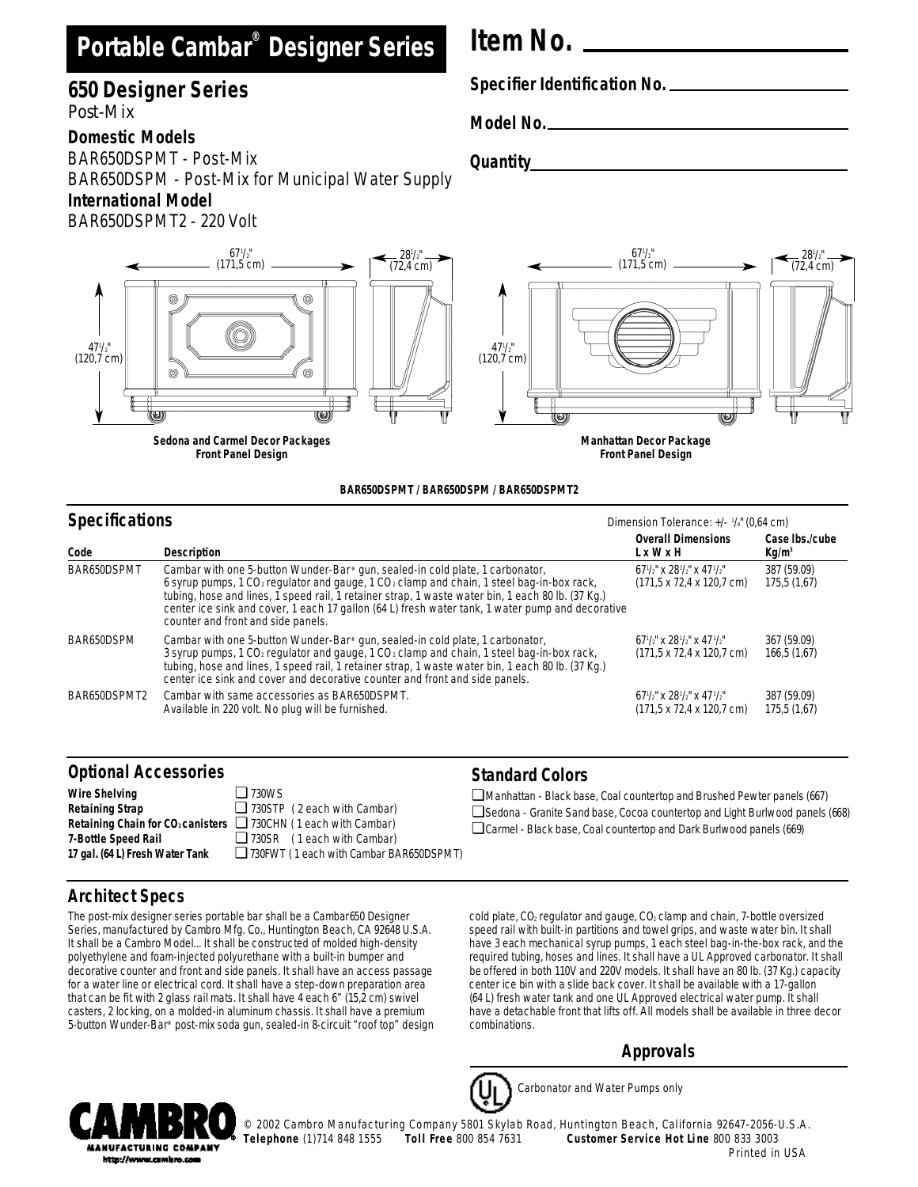# Portable Cambar® Designer Series

**Item No.** ______________________

**Specifier Identification No.** ______________________

**Model No.** ______________________

**Quantity** ______________________

## 650 Designer Series

Post-Mix

**Domestic Models**

BAR650DSPMT - Post-Mix

BAR650DSPM - Post-Mix for Municipal Water Supply

**International Model**

BAR650DSPMT2 - 220 Volt

67¹/₂" (171,5 cm)

28¹/₂" (72,4 cm)

47¹/₂" (120,7 cm)

**Sedona and Carmel Decor Packages Front Panel Design**

67¹/₂" (171,5 cm)

28¹/₂" (72,4 cm)

47¹/₂" (120,7 cm)

**Manhattan Decor Package Front Panel Design**

**BAR650DSPMT / BAR650DSPM / BAR650DSPMT2**

## Specifications

Dimension Tolerance: +/- ¹/₄" (0,64 cm)

| Code | Description | Overall Dimensions L x W x H | Case lbs./cube Kg/m³ |
|---|---|---|---|
| BAR650DSPMT | Cambar with one 5-button Wunder-Bar® gun, sealed-in cold plate, 1 carbonator, 6 syrup pumps, 1 $CO_2$ regulator and gauge, 1 $CO_2$ clamp and chain, 1 steel bag-in-box rack, tubing, hose and lines, 1 speed rail, 1 retainer strap, 1 waste water bin, 1 each 80 lb. (37 Kg.) center ice sink and cover, 1 each 17 gallon (64 L) fresh water tank, 1 water pump and decorative counter and front and side panels. | 67¹/₂" x 28¹/₂" x 47¹/₂" (171,5 x 72,4 x 120,7 cm) | 387 (59.09) 175,5 (1,67) |
| BAR650DSPM | Cambar with one 5-button Wunder-Bar® gun, sealed-in cold plate, 1 carbonator, 3 syrup pumps, 1 $CO_2$ regulator and gauge, 1 $CO_2$ clamp and chain, 1 steel bag-in-box rack, tubing, hose and lines, 1 speed rail, 1 retainer strap, 1 waste water bin, 1 each 80 lb. (37 Kg.) center ice sink and cover and decorative counter and front and side panels. | 67¹/₂" x 28¹/₂" x 47¹/₂" (171,5 x 72,4 x 120,7 cm) | 367 (59.09) 166,5 (1,67) |
| BAR650DSPMT2 | Cambar with same accessories as BAR650DSPMT. Available in 220 volt. No plug will be furnished. | 67¹/₂" x 28¹/₂" x 47¹/₂" (171,5 x 72,4 x 120,7 cm) | 387 (59.09) 175,5 (1,67) |

## Optional Accessories

| | |
|---|---|
| **Wire Shelving** | ❑ 730WS |
| **Retaining Strap** | ❑ 730STP (2 each with Cambar) |
| **Retaining Chain for $CO_2$ canisters** | ❑ 730CHN (1 each with Cambar) |
| **7-Bottle Speed Rail** | ❑ 730SR (1 each with Cambar) |
| **17 gal. (64 L) Fresh Water Tank** | ❑ 730FWT (1 each with Cambar BAR650DSPMT) |

## Standard Colors

❑ Manhattan - Black base, Coal countertop and Brushed Pewter panels (667)

❑ Sedona - Granite Sand base, Cocoa countertop and Light Burlwood panels (668)

❑ Carmel - Black base, Coal countertop and Dark Burlwood panels (669)

## Architect Specs

The post-mix designer series portable bar shall be a Cambar650 Designer Series, manufactured by Cambro Mfg. Co., Huntington Beach, CA 92648 U.S.A. It shall be a Cambro Model... It shall be constructed of molded high-density polyethylene and foam-injected polyurethane with a built-in bumper and decorative counter and front and side panels. It shall have an access passage for a water line or electrical cord. It shall have a step-down preparation area that can be fit with 2 glass rail mats. It shall have 4 each 6" (15,2 cm) swivel casters, 2 locking, on a molded-in aluminum chassis. It shall have a premium 5-button Wunder-Bar® post-mix soda gun, sealed-in 8-circuit "roof top" design cold plate, $CO_2$ regulator and gauge, $CO_2$ clamp and chain, 7-bottle oversized speed rail with built-in partitions and towel grips, and waste water bin. It shall have 3 each mechanical syrup pumps, 1 each steel bag-in-the-box rack, and the required tubing, hoses and lines. It shall have a UL Approved carbonator. It shall be offered in both 110V and 220V models. It shall have an 80 lb. (37 Kg.) capacity center ice bin with a slide back cover. It shall be available with a 17-gallon (64 L) fresh water tank and one UL Approved electrical water pump. It shall have a detachable front that lifts off. All models shall be available in three decor combinations.

## Approvals

Carbonator and Water Pumps only

© 2002 Cambro Manufacturing Company 5801 Skylab Road, Huntington Beach, California 92647-2056-U.S.A.
**Telephone** (1)714 848 1555 **Toll Free** 800 854 7631 **Customer Service Hot Line** 800 833 3003
Printed in USA

CAMBRO MANUFACTURING COMPANY http://www.cambro.com